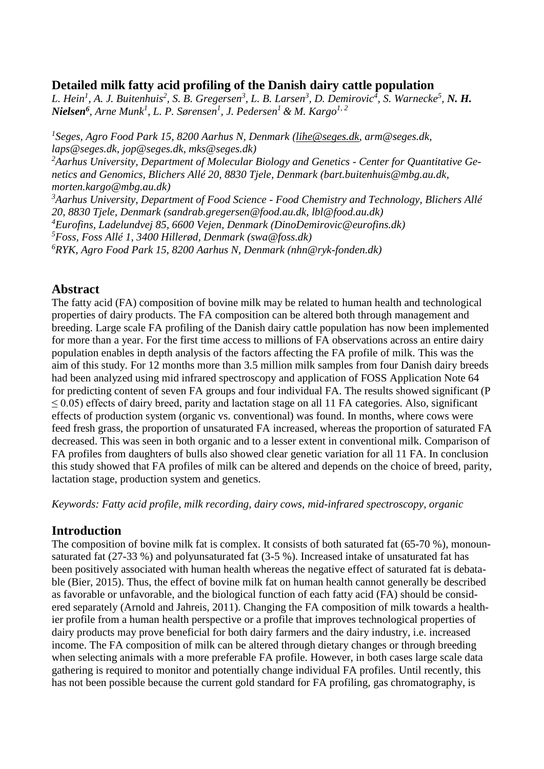# Detailed milk fatty acid profiling of the Danish dairy cattle population

*L. Hein[1], A. J. Buitenhuis[2], S. B. Gregersen[3], L. B. Larsen[3], D. Demirovic[4], S. Warnecke[5], **N. H. Nielsen[6]**, Arne Munk[1], L. P. Sørensen[1], J. Pedersen[1] & M. Kargo[1, 2]*

*[1]Seges, Agro Food Park 15, 8200 Aarhus N, Denmark (lihe@seges.dk, arm@seges.dk, laps@seges.dk, jop@seges.dk, mks@seges.dk)*
*[2]Aarhus University, Department of Molecular Biology and Genetics - Center for Quantitative Genetics and Genomics, Blichers Allé 20, 8830 Tjele, Denmark (bart.buitenhuis@mbg.au.dk, morten.kargo@mbg.au.dk)*
*[3]Aarhus University, Department of Food Science - Food Chemistry and Technology, Blichers Allé 20, 8830 Tjele, Denmark (sandrab.gregersen@food.au.dk, lbl@food.au.dk)*
*[4]Eurofins, Ladelundvej 85, 6600 Vejen, Denmark (DinoDemirovic@eurofins.dk)*
*[5]Foss, Foss Allé 1, 3400 Hillerød, Denmark (swa@foss.dk)*
*[6]RYK, Agro Food Park 15, 8200 Aarhus N, Denmark (nhn@ryk-fonden.dk)*

## Abstract

The fatty acid (FA) composition of bovine milk may be related to human health and technological properties of dairy products. The FA composition can be altered both through management and breeding. Large scale FA profiling of the Danish dairy cattle population has now been implemented for more than a year. For the first time access to millions of FA observations across an entire dairy population enables in depth analysis of the factors affecting the FA profile of milk. This was the aim of this study. For 12 months more than 3.5 million milk samples from four Danish dairy breeds had been analyzed using mid infrared spectroscopy and application of FOSS Application Note 64 for predicting content of seven FA groups and four individual FA. The results showed significant ($P \leq 0.05$) effects of dairy breed, parity and lactation stage on all 11 FA categories. Also, significant effects of production system (organic vs. conventional) was found. In months, where cows were feed fresh grass, the proportion of unsaturated FA increased, whereas the proportion of saturated FA decreased. This was seen in both organic and to a lesser extent in conventional milk. Comparison of FA profiles from daughters of bulls also showed clear genetic variation for all 11 FA. In conclusion this study showed that FA profiles of milk can be altered and depends on the choice of breed, parity, lactation stage, production system and genetics.

*Keywords: Fatty acid profile, milk recording, dairy cows, mid-infrared spectroscopy, organic*

## Introduction

The composition of bovine milk fat is complex. It consists of both saturated fat (65-70 %), monounsaturated fat (27-33 %) and polyunsaturated fat (3-5 %). Increased intake of unsaturated fat has been positively associated with human health whereas the negative effect of saturated fat is debatable (Bier, 2015). Thus, the effect of bovine milk fat on human health cannot generally be described as favorable or unfavorable, and the biological function of each fatty acid (FA) should be considered separately (Arnold and Jahreis, 2011). Changing the FA composition of milk towards a healthier profile from a human health perspective or a profile that improves technological properties of dairy products may prove beneficial for both dairy farmers and the dairy industry, i.e. increased income. The FA composition of milk can be altered through dietary changes or through breeding when selecting animals with a more preferable FA profile. However, in both cases large scale data gathering is required to monitor and potentially change individual FA profiles. Until recently, this has not been possible because the current gold standard for FA profiling, gas chromatography, is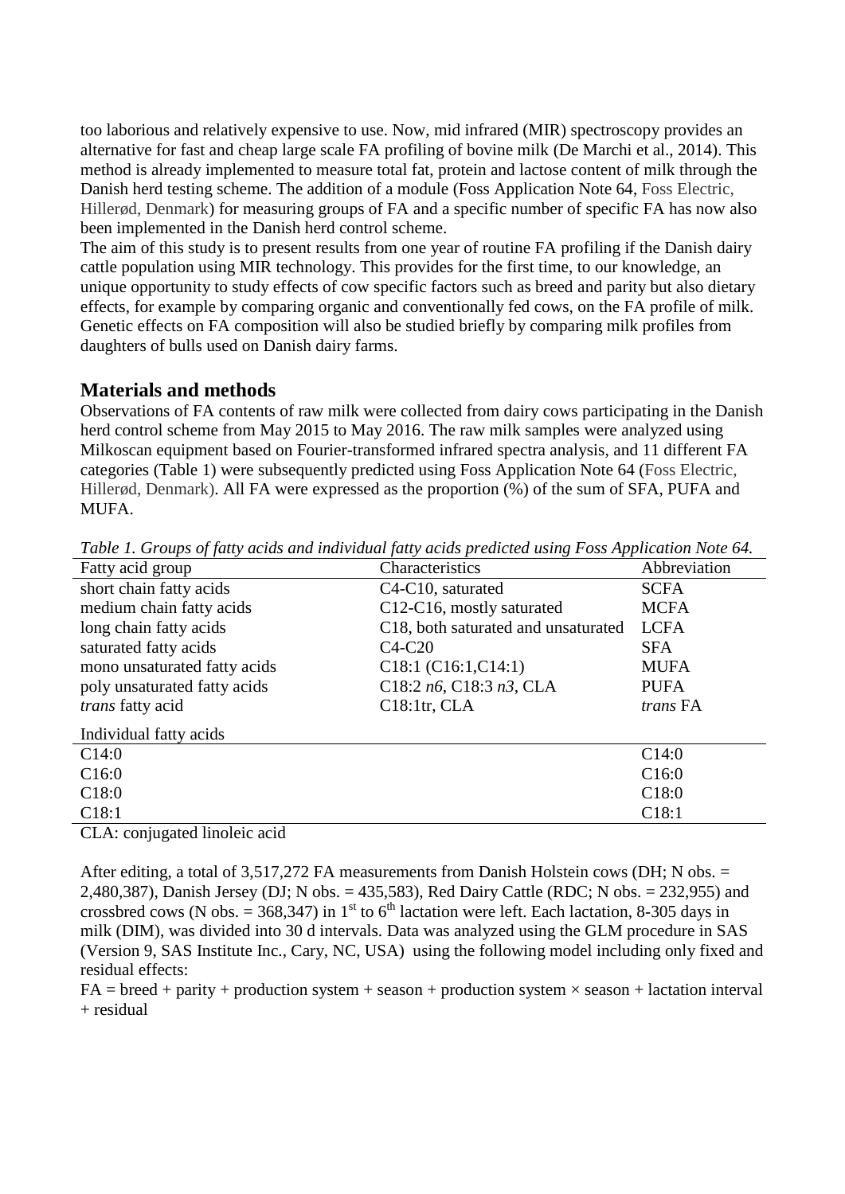too laborious and relatively expensive to use. Now, mid infrared (MIR) spectroscopy provides an alternative for fast and cheap large scale FA profiling of bovine milk (De Marchi et al., 2014). This method is already implemented to measure total fat, protein and lactose content of milk through the Danish herd testing scheme. The addition of a module (Foss Application Note 64, Foss Electric, Hillerød, Denmark) for measuring groups of FA and a specific number of specific FA has now also been implemented in the Danish herd control scheme.

The aim of this study is to present results from one year of routine FA profiling if the Danish dairy cattle population using MIR technology. This provides for the first time, to our knowledge, an unique opportunity to study effects of cow specific factors such as breed and parity but also dietary effects, for example by comparing organic and conventionally fed cows, on the FA profile of milk. Genetic effects on FA composition will also be studied briefly by comparing milk profiles from daughters of bulls used on Danish dairy farms.

## Materials and methods

Observations of FA contents of raw milk were collected from dairy cows participating in the Danish herd control scheme from May 2015 to May 2016. The raw milk samples were analyzed using Milkoscan equipment based on Fourier-transformed infrared spectra analysis, and 11 different FA categories (Table 1) were subsequently predicted using Foss Application Note 64 (Foss Electric, Hillerød, Denmark). All FA were expressed as the proportion (%) of the sum of SFA, PUFA and MUFA.

*Table 1. Groups of fatty acids and individual fatty acids predicted using Foss Application Note 64.*

| Fatty acid group | Characteristics | Abbreviation |
|---|---|---|
| short chain fatty acids | C4-C10, saturated | SCFA |
| medium chain fatty acids | C12-C16, mostly saturated | MCFA |
| long chain fatty acids | C18, both saturated and unsaturated | LCFA |
| saturated fatty acids | C4-C20 | SFA |
| mono unsaturated fatty acids | C18:1 (C16:1,C14:1) | MUFA |
| poly unsaturated fatty acids | C18:2 *n6*, C18:3 *n3*, CLA | PUFA |
| *trans* fatty acid | C18:1tr, CLA | *trans* FA |
| Individual fatty acids | | |
| C14:0 | | C14:0 |
| C16:0 | | C16:0 |
| C18:0 | | C18:0 |
| C18:1 | | C18:1 |

CLA: conjugated linoleic acid

After editing, a total of 3,517,272 FA measurements from Danish Holstein cows (DH; N obs. = 2,480,387), Danish Jersey (DJ; N obs. = 435,583), Red Dairy Cattle (RDC; N obs. = 232,955) and crossbred cows (N obs. = 368,347) in 1$^{st}$ to 6$^{th}$ lactation were left. Each lactation, 8-305 days in milk (DIM), was divided into 30 d intervals. Data was analyzed using the GLM procedure in SAS (Version 9, SAS Institute Inc., Cary, NC, USA) using the following model including only fixed and residual effects:

FA = breed + parity + production system + season + production system × season + lactation interval + residual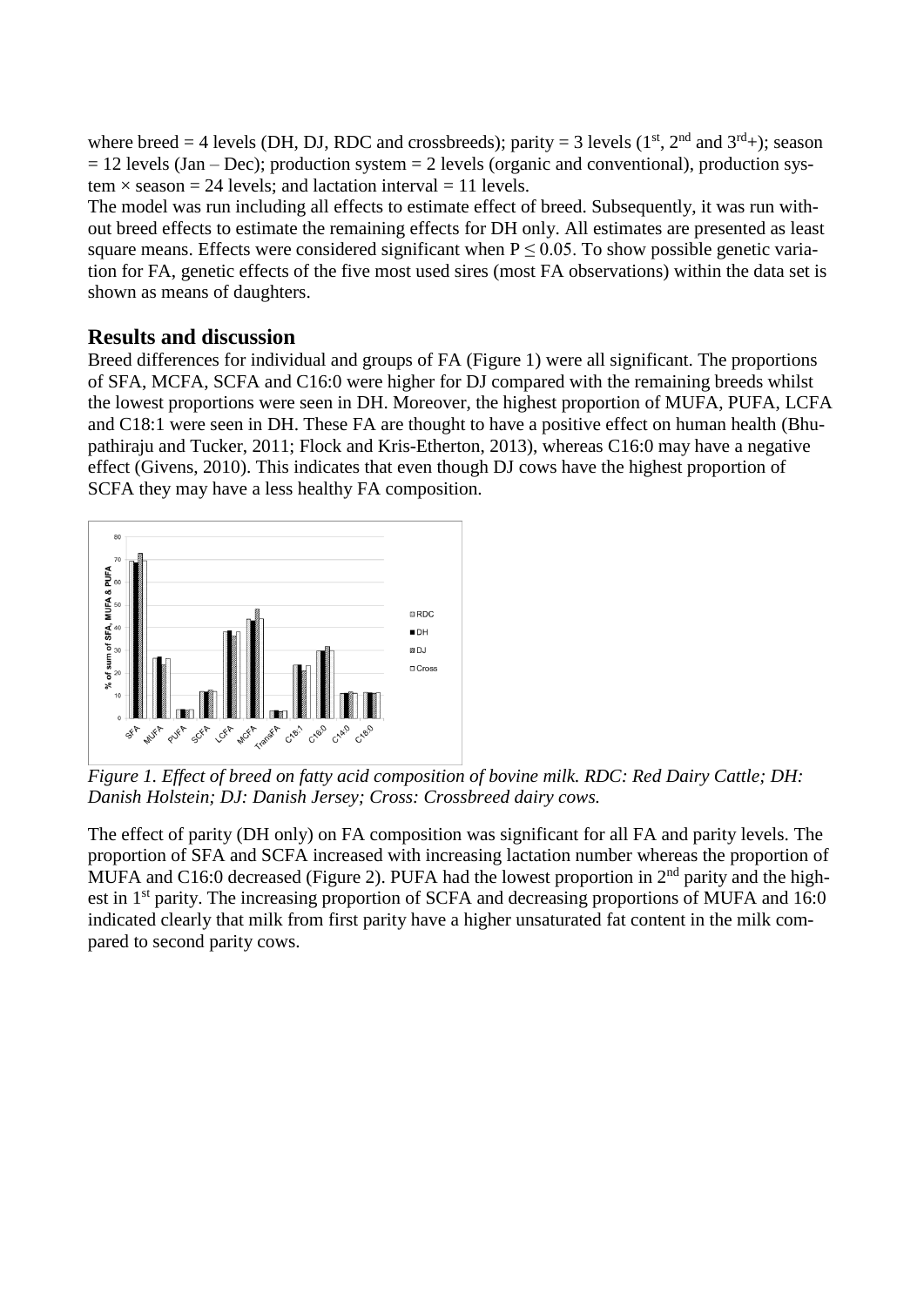where breed = 4 levels (DH, DJ, RDC and crossbreeds); parity = 3 levels (1st, 2nd and 3rd+); season = 12 levels (Jan – Dec); production system = 2 levels (organic and conventional), production system × season = 24 levels; and lactation interval = 11 levels.

The model was run including all effects to estimate effect of breed. Subsequently, it was run without breed effects to estimate the remaining effects for DH only. All estimates are presented as least square means. Effects were considered significant when $P \leq 0.05$. To show possible genetic variation for FA, genetic effects of the five most used sires (most FA observations) within the data set is shown as means of daughters.

## Results and discussion

Breed differences for individual and groups of FA (Figure 1) were all significant. The proportions of SFA, MCFA, SCFA and C16:0 were higher for DJ compared with the remaining breeds whilst the lowest proportions were seen in DH. Moreover, the highest proportion of MUFA, PUFA, LCFA and C18:1 were seen in DH. These FA are thought to have a positive effect on human health (Bhupathiraju and Tucker, 2011; Flock and Kris-Etherton, 2013), whereas C16:0 may have a negative effect (Givens, 2010). This indicates that even though DJ cows have the highest proportion of SCFA they may have a less healthy FA composition.

*Figure 1. Effect of breed on fatty acid composition of bovine milk. RDC: Red Dairy Cattle; DH: Danish Holstein; DJ: Danish Jersey; Cross: Crossbreed dairy cows.*

The effect of parity (DH only) on FA composition was significant for all FA and parity levels. The proportion of SFA and SCFA increased with increasing lactation number whereas the proportion of MUFA and C16:0 decreased (Figure 2). PUFA had the lowest proportion in 2nd parity and the highest in 1st parity. The increasing proportion of SCFA and decreasing proportions of MUFA and 16:0 indicated clearly that milk from first parity have a higher unsaturated fat content in the milk compared to second parity cows.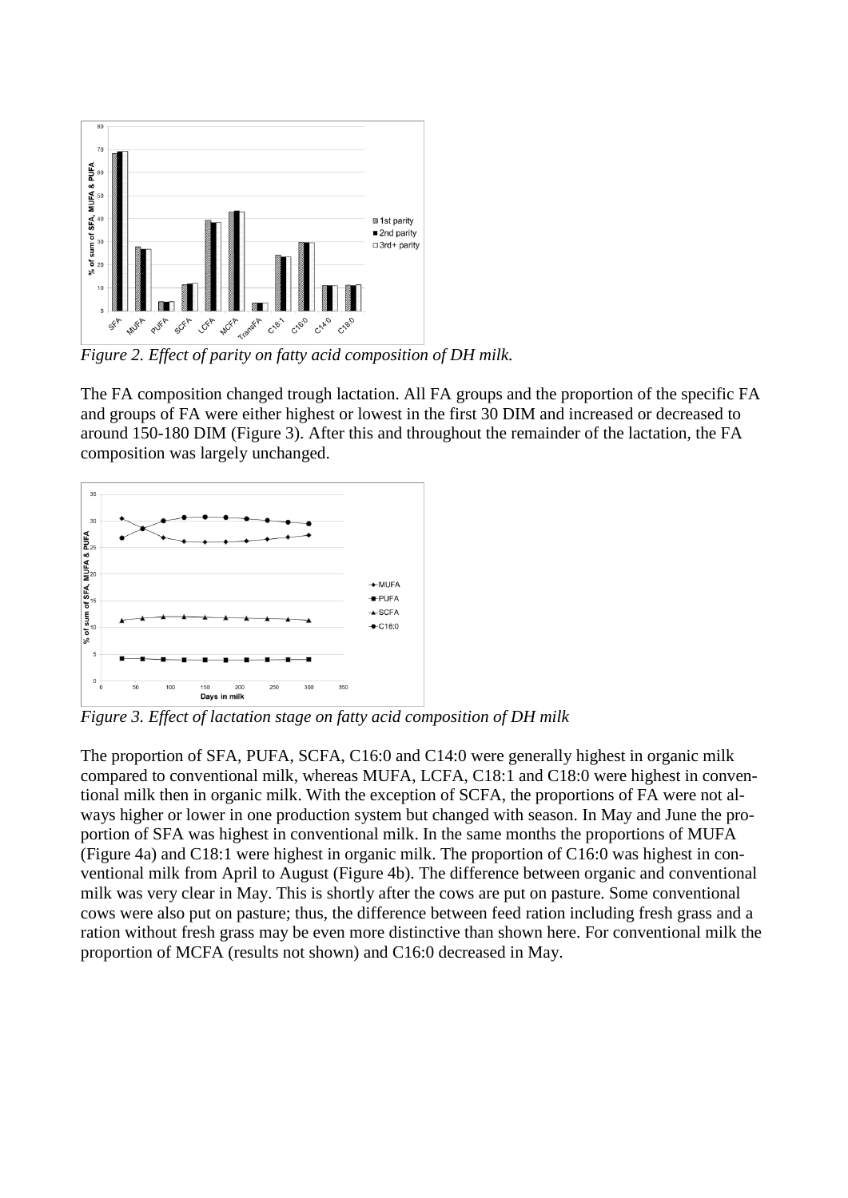*Figure 2. Effect of parity on fatty acid composition of DH milk.*

The FA composition changed trough lactation. All FA groups and the proportion of the specific FA and groups of FA were either highest or lowest in the first 30 DIM and increased or decreased to around 150-180 DIM (Figure 3). After this and throughout the remainder of the lactation, the FA composition was largely unchanged.

*Figure 3. Effect of lactation stage on fatty acid composition of DH milk*

The proportion of SFA, PUFA, SCFA, C16:0 and C14:0 were generally highest in organic milk compared to conventional milk, whereas MUFA, LCFA, C18:1 and C18:0 were highest in conventional milk then in organic milk. With the exception of SCFA, the proportions of FA were not always higher or lower in one production system but changed with season. In May and June the proportion of SFA was highest in conventional milk. In the same months the proportions of MUFA (Figure 4a) and C18:1 were highest in organic milk. The proportion of C16:0 was highest in conventional milk from April to August (Figure 4b). The difference between organic and conventional milk was very clear in May. This is shortly after the cows are put on pasture. Some conventional cows were also put on pasture; thus, the difference between feed ration including fresh grass and a ration without fresh grass may be even more distinctive than shown here. For conventional milk the proportion of MCFA (results not shown) and C16:0 decreased in May.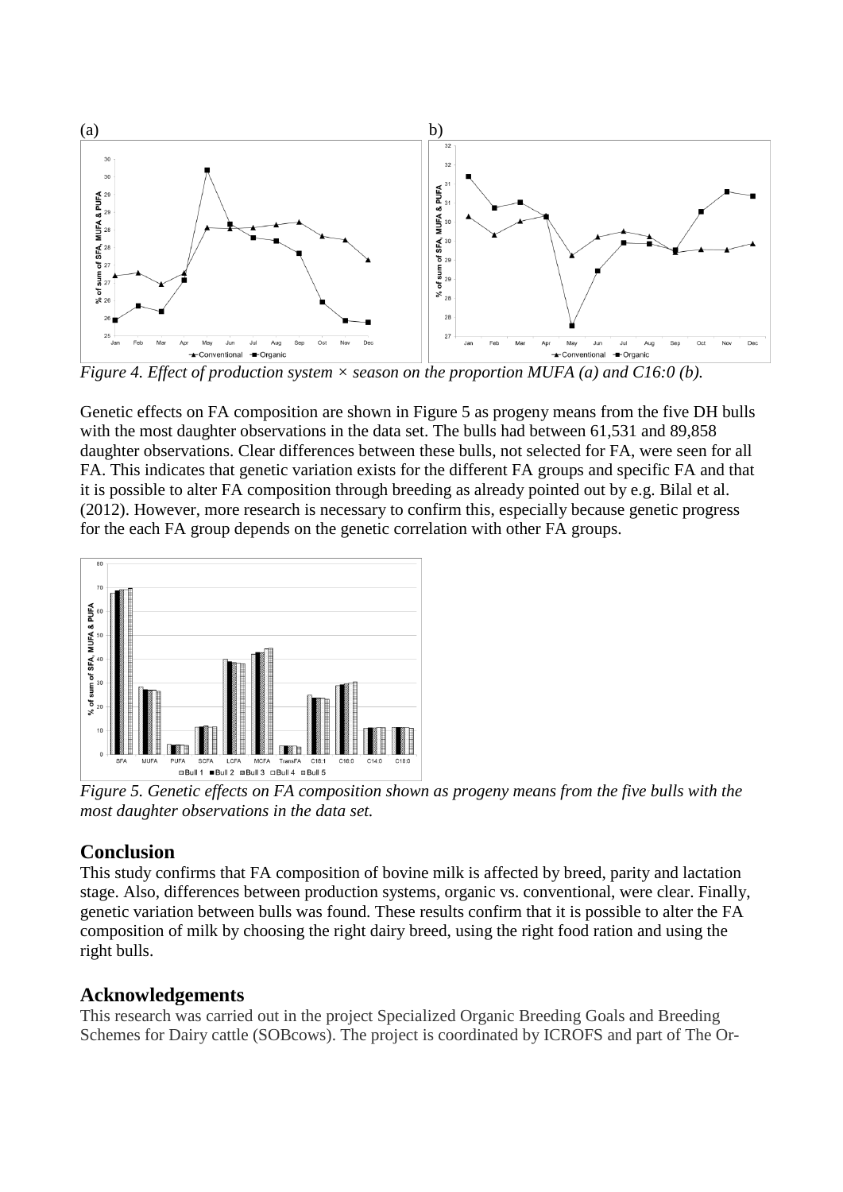*Figure 4. Effect of production system × season on the proportion MUFA (a) and C16:0 (b).*

Genetic effects on FA composition are shown in Figure 5 as progeny means from the five DH bulls with the most daughter observations in the data set. The bulls had between 61,531 and 89,858 daughter observations. Clear differences between these bulls, not selected for FA, were seen for all FA. This indicates that genetic variation exists for the different FA groups and specific FA and that it is possible to alter FA composition through breeding as already pointed out by e.g. Bilal et al. (2012). However, more research is necessary to confirm this, especially because genetic progress for the each FA group depends on the genetic correlation with other FA groups.

*Figure 5. Genetic effects on FA composition shown as progeny means from the five bulls with the most daughter observations in the data set.*

## Conclusion

This study confirms that FA composition of bovine milk is affected by breed, parity and lactation stage. Also, differences between production systems, organic vs. conventional, were clear. Finally, genetic variation between bulls was found. These results confirm that it is possible to alter the FA composition of milk by choosing the right dairy breed, using the right food ration and using the right bulls.

## Acknowledgements

This research was carried out in the project Specialized Organic Breeding Goals and Breeding Schemes for Dairy cattle (SOBcows). The project is coordinated by ICROFS and part of The Or-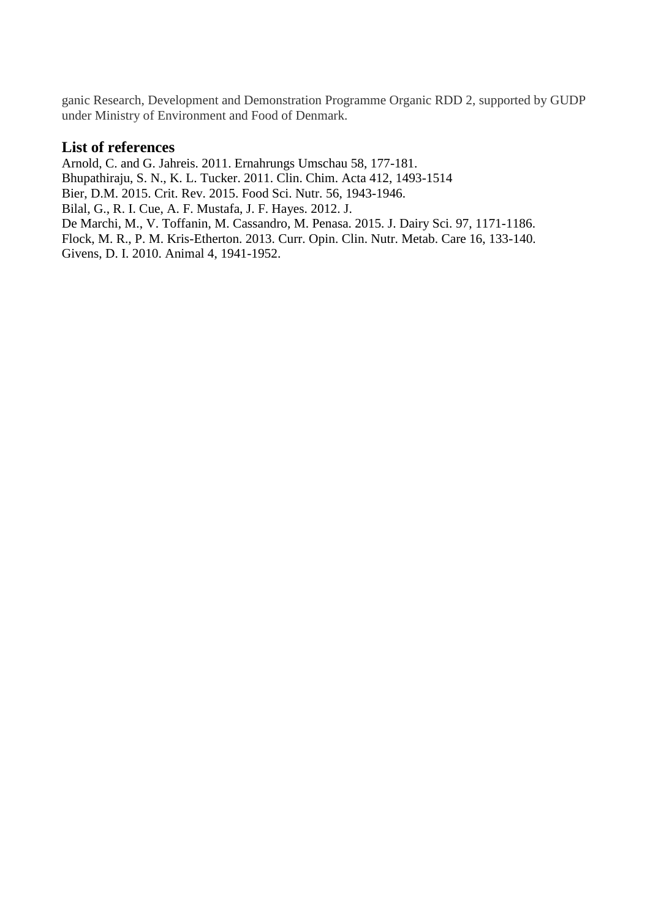ganic Research, Development and Demonstration Programme Organic RDD 2, supported by GUDP under Ministry of Environment and Food of Denmark.

## List of references

Arnold, C. and G. Jahreis. 2011. Ernahrungs Umschau 58, 177-181.
Bhupathiraju, S. N., K. L. Tucker. 2011. Clin. Chim. Acta 412, 1493-1514
Bier, D.M. 2015. Crit. Rev. 2015. Food Sci. Nutr. 56, 1943-1946.
Bilal, G., R. I. Cue, A. F. Mustafa, J. F. Hayes. 2012. J.
De Marchi, M., V. Toffanin, M. Cassandro, M. Penasa. 2015. J. Dairy Sci. 97, 1171-1186.
Flock, M. R., P. M. Kris-Etherton. 2013. Curr. Opin. Clin. Nutr. Metab. Care 16, 133-140.
Givens, D. I. 2010. Animal 4, 1941-1952.